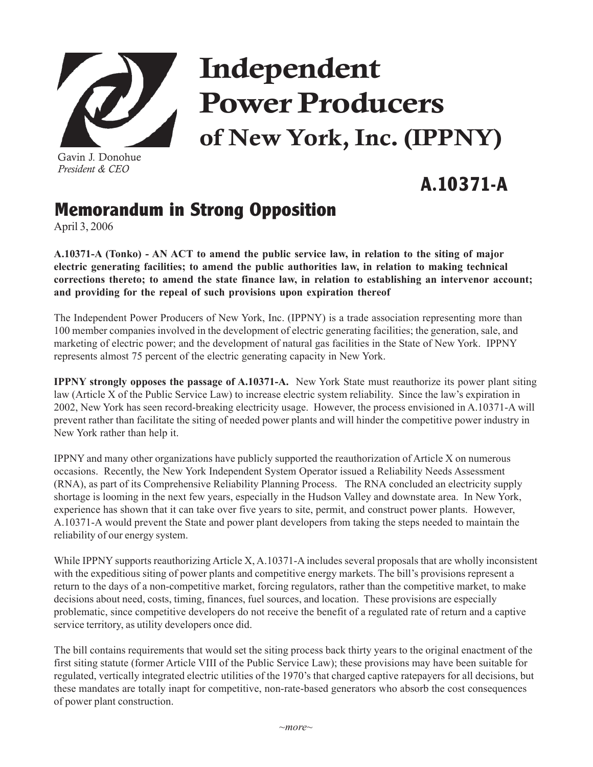# Independent Power Producers of New York, Inc. (IPPNY)

Gavin J. Donohue
*President & CEO*

## A.10371-A

## Memorandum in Strong Opposition

April 3, 2006

**A.10371-A (Tonko) - AN ACT to amend the public service law, in relation to the siting of major electric generating facilities; to amend the public authorities law, in relation to making technical corrections thereto; to amend the state finance law, in relation to establishing an intervenor account; and providing for the repeal of such provisions upon expiration thereof**

The Independent Power Producers of New York, Inc. (IPPNY) is a trade association representing more than 100 member companies involved in the development of electric generating facilities; the generation, sale, and marketing of electric power; and the development of natural gas facilities in the State of New York. IPPNY represents almost 75 percent of the electric generating capacity in New York.

**IPPNY strongly opposes the passage of A.10371-A.** New York State must reauthorize its power plant siting law (Article X of the Public Service Law) to increase electric system reliability. Since the law's expiration in 2002, New York has seen record-breaking electricity usage. However, the process envisioned in A.10371-A will prevent rather than facilitate the siting of needed power plants and will hinder the competitive power industry in New York rather than help it.

IPPNY and many other organizations have publicly supported the reauthorization of Article X on numerous occasions. Recently, the New York Independent System Operator issued a Reliability Needs Assessment (RNA), as part of its Comprehensive Reliability Planning Process. The RNA concluded an electricity supply shortage is looming in the next few years, especially in the Hudson Valley and downstate area. In New York, experience has shown that it can take over five years to site, permit, and construct power plants. However, A.10371-A would prevent the State and power plant developers from taking the steps needed to maintain the reliability of our energy system.

While IPPNY supports reauthorizing Article X, A.10371-A includes several proposals that are wholly inconsistent with the expeditious siting of power plants and competitive energy markets. The bill's provisions represent a return to the days of a non-competitive market, forcing regulators, rather than the competitive market, to make decisions about need, costs, timing, finances, fuel sources, and location. These provisions are especially problematic, since competitive developers do not receive the benefit of a regulated rate of return and a captive service territory, as utility developers once did.

The bill contains requirements that would set the siting process back thirty years to the original enactment of the first siting statute (former Article VIII of the Public Service Law); these provisions may have been suitable for regulated, vertically integrated electric utilities of the 1970's that charged captive ratepayers for all decisions, but these mandates are totally inapt for competitive, non-rate-based generators who absorb the cost consequences of power plant construction.

*~more~*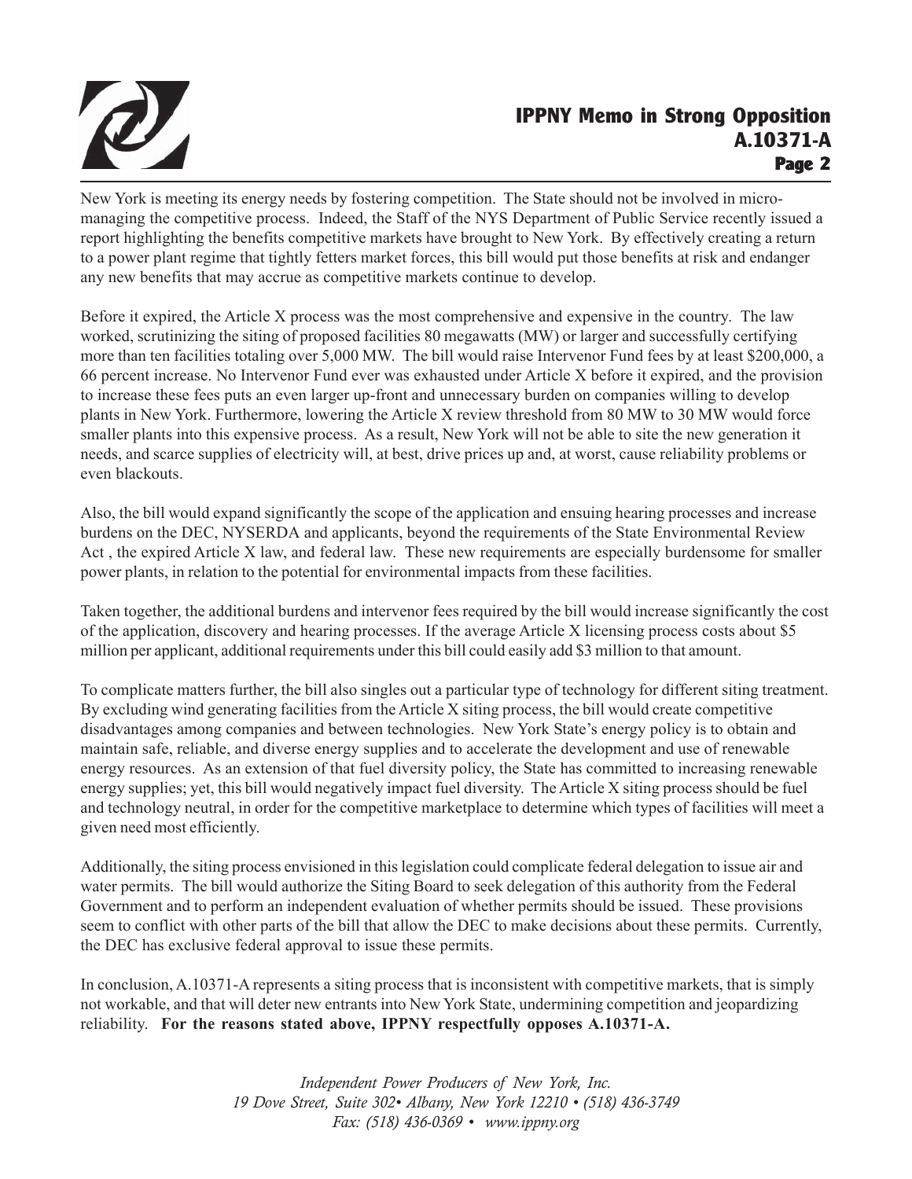New York is meeting its energy needs by fostering competition. The State should not be involved in micro-managing the competitive process. Indeed, the Staff of the NYS Department of Public Service recently issued a report highlighting the benefits competitive markets have brought to New York. By effectively creating a return to a power plant regime that tightly fetters market forces, this bill would put those benefits at risk and endanger any new benefits that may accrue as competitive markets continue to develop.

Before it expired, the Article X process was the most comprehensive and expensive in the country. The law worked, scrutinizing the siting of proposed facilities 80 megawatts (MW) or larger and successfully certifying more than ten facilities totaling over 5,000 MW. The bill would raise Intervenor Fund fees by at least $200,000, a 66 percent increase. No Intervenor Fund ever was exhausted under Article X before it expired, and the provision to increase these fees puts an even larger up-front and unnecessary burden on companies willing to develop plants in New York. Furthermore, lowering the Article X review threshold from 80 MW to 30 MW would force smaller plants into this expensive process. As a result, New York will not be able to site the new generation it needs, and scarce supplies of electricity will, at best, drive prices up and, at worst, cause reliability problems or even blackouts.

Also, the bill would expand significantly the scope of the application and ensuing hearing processes and increase burdens on the DEC, NYSERDA and applicants, beyond the requirements of the State Environmental Review Act , the expired Article X law, and federal law. These new requirements are especially burdensome for smaller power plants, in relation to the potential for environmental impacts from these facilities.

Taken together, the additional burdens and intervenor fees required by the bill would increase significantly the cost of the application, discovery and hearing processes. If the average Article X licensing process costs about $5 million per applicant, additional requirements under this bill could easily add $3 million to that amount.

To complicate matters further, the bill also singles out a particular type of technology for different siting treatment. By excluding wind generating facilities from the Article X siting process, the bill would create competitive disadvantages among companies and between technologies. New York State's energy policy is to obtain and maintain safe, reliable, and diverse energy supplies and to accelerate the development and use of renewable energy resources. As an extension of that fuel diversity policy, the State has committed to increasing renewable energy supplies; yet, this bill would negatively impact fuel diversity. The Article X siting process should be fuel and technology neutral, in order for the competitive marketplace to determine which types of facilities will meet a given need most efficiently.

Additionally, the siting process envisioned in this legislation could complicate federal delegation to issue air and water permits. The bill would authorize the Siting Board to seek delegation of this authority from the Federal Government and to perform an independent evaluation of whether permits should be issued. These provisions seem to conflict with other parts of the bill that allow the DEC to make decisions about these permits. Currently, the DEC has exclusive federal approval to issue these permits.

In conclusion, A.10371-A represents a siting process that is inconsistent with competitive markets, that is simply not workable, and that will deter new entrants into New York State, undermining competition and jeopardizing reliability. **For the reasons stated above, IPPNY respectfully opposes A.10371-A.**

*Independent Power Producers of New York, Inc.*
*19 Dove Street, Suite 302• Albany, New York 12210 • (518) 436-3749*
*Fax: (518) 436-0369 • www.ippny.org*